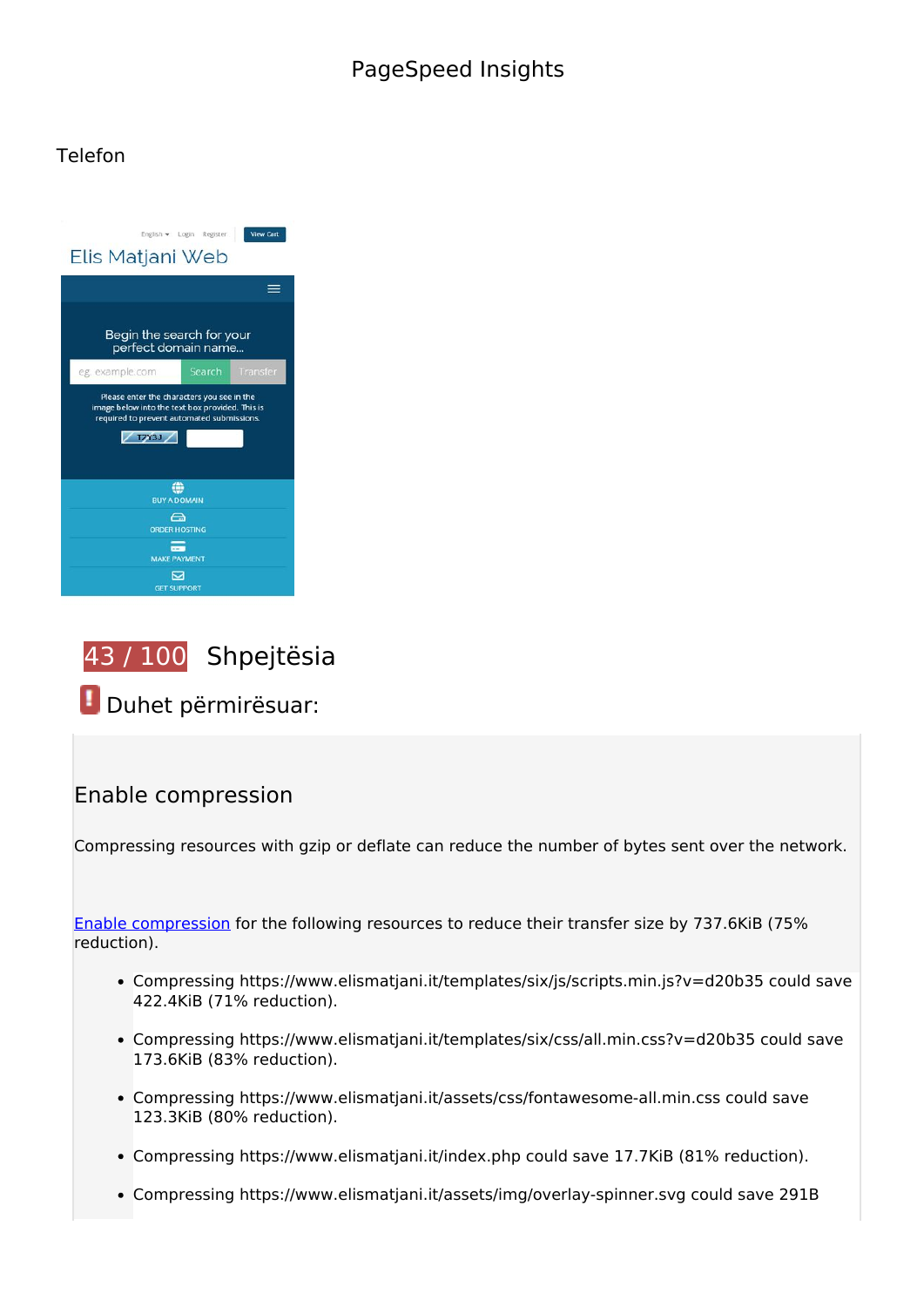# PageSpeed Insights

## Telefon

## 43 / 100 Shpejtësia

### Duhet përmirësuar:

#### Enable compression

Compressing resources with gzip or deflate can reduce the number of bytes sent over the network.

Enable compression for the following resources to reduce their transfer size by 737.6KiB (75% reduction).

- Compressing https://www.elismatjani.it/templates/six/js/scripts.min.js?v=d20b35 could save 422.4KiB (71% reduction).
- Compressing https://www.elismatjani.it/templates/six/css/all.min.css?v=d20b35 could save 173.6KiB (83% reduction).
- Compressing https://www.elismatjani.it/assets/css/fontawesome-all.min.css could save 123.3KiB (80% reduction).
- Compressing https://www.elismatjani.it/index.php could save 17.7KiB (81% reduction).
- Compressing https://www.elismatjani.it/assets/img/overlay-spinner.svg could save 291B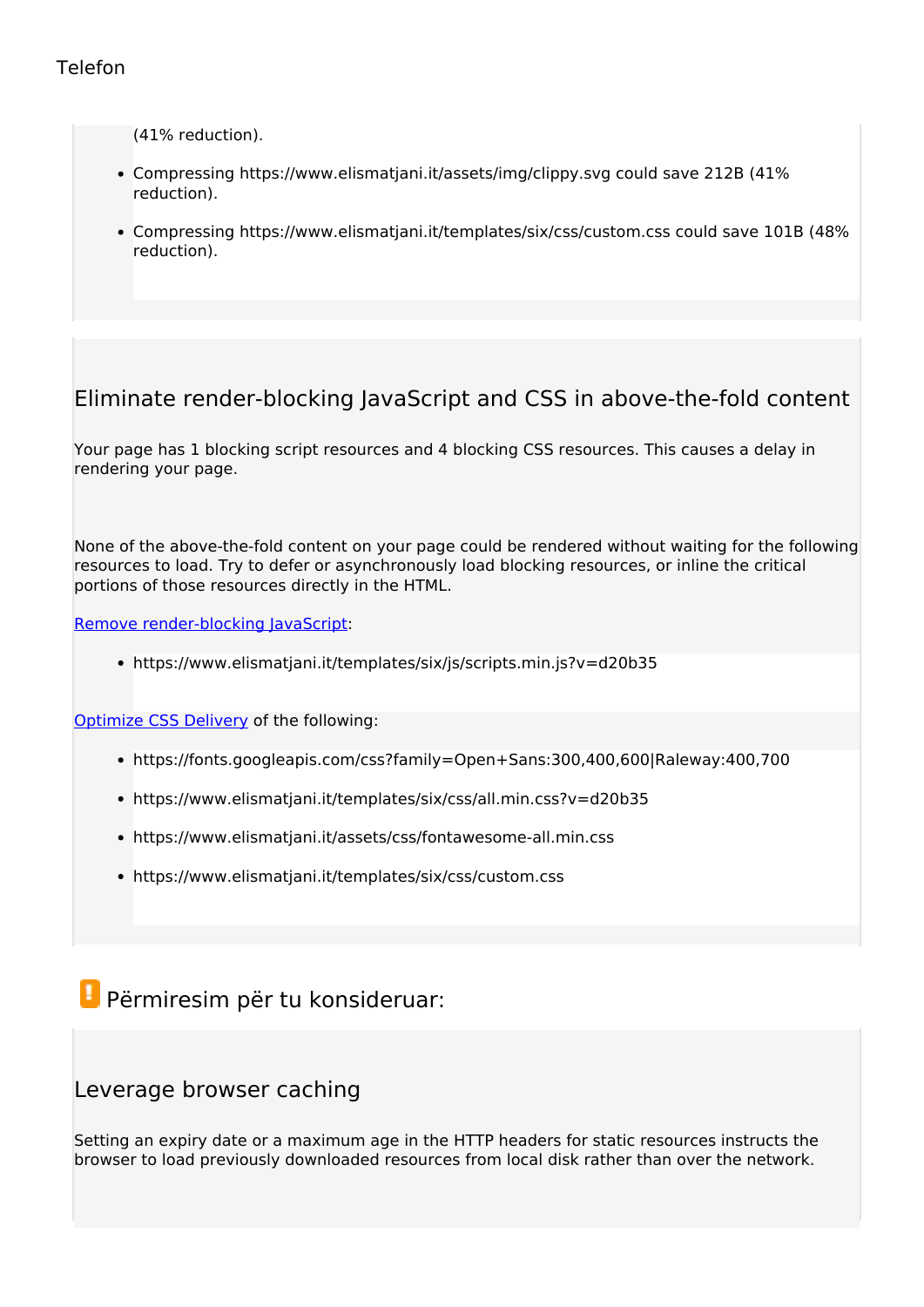(41% reduction).

- Compressing https://www.elismatjani.it/assets/img/clippy.svg could save 212B (41% reduction).
- Compressing https://www.elismatjani.it/templates/six/css/custom.css could save 101B (48% reduction).

## Eliminate render-blocking JavaScript and CSS in above-the-fold content

Your page has 1 blocking script resources and 4 blocking CSS resources. This causes a delay in rendering your page.

None of the above-the-fold content on your page could be rendered without waiting for the following resources to load. Try to defer or asynchronously load blocking resources, or inline the critical portions of those resources directly in the HTML.

Remove render-blocking JavaScript:

- https://www.elismatjani.it/templates/six/js/scripts.min.js?v=d20b35

Optimize CSS Delivery of the following:

- https://fonts.googleapis.com/css?family=Open+Sans:300,400,600|Raleway:400,700
- https://www.elismatjani.it/templates/six/css/all.min.css?v=d20b35
- https://www.elismatjani.it/assets/css/fontawesome-all.min.css
- https://www.elismatjani.it/templates/six/css/custom.css

## Përmiresim për tu konsideruar:

## Leverage browser caching

Setting an expiry date or a maximum age in the HTTP headers for static resources instructs the browser to load previously downloaded resources from local disk rather than over the network.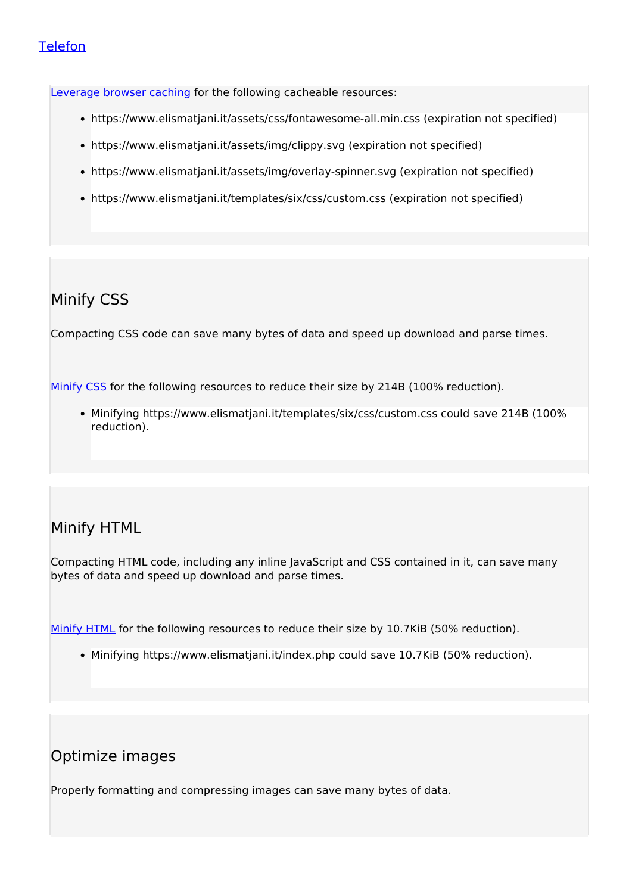Telefon

Leverage browser caching for the following cacheable resources:

- https://www.elismatjani.it/assets/css/fontawesome-all.min.css (expiration not specified)
- https://www.elismatjani.it/assets/img/clippy.svg (expiration not specified)
- https://www.elismatjani.it/assets/img/overlay-spinner.svg (expiration not specified)
- https://www.elismatjani.it/templates/six/css/custom.css (expiration not specified)

## Minify CSS

Compacting CSS code can save many bytes of data and speed up download and parse times.

Minify CSS for the following resources to reduce their size by 214B (100% reduction).

- Minifying https://www.elismatjani.it/templates/six/css/custom.css could save 214B (100% reduction).

## Minify HTML

Compacting HTML code, including any inline JavaScript and CSS contained in it, can save many bytes of data and speed up download and parse times.

Minify HTML for the following resources to reduce their size by 10.7KiB (50% reduction).

- Minifying https://www.elismatjani.it/index.php could save 10.7KiB (50% reduction).

## Optimize images

Properly formatting and compressing images can save many bytes of data.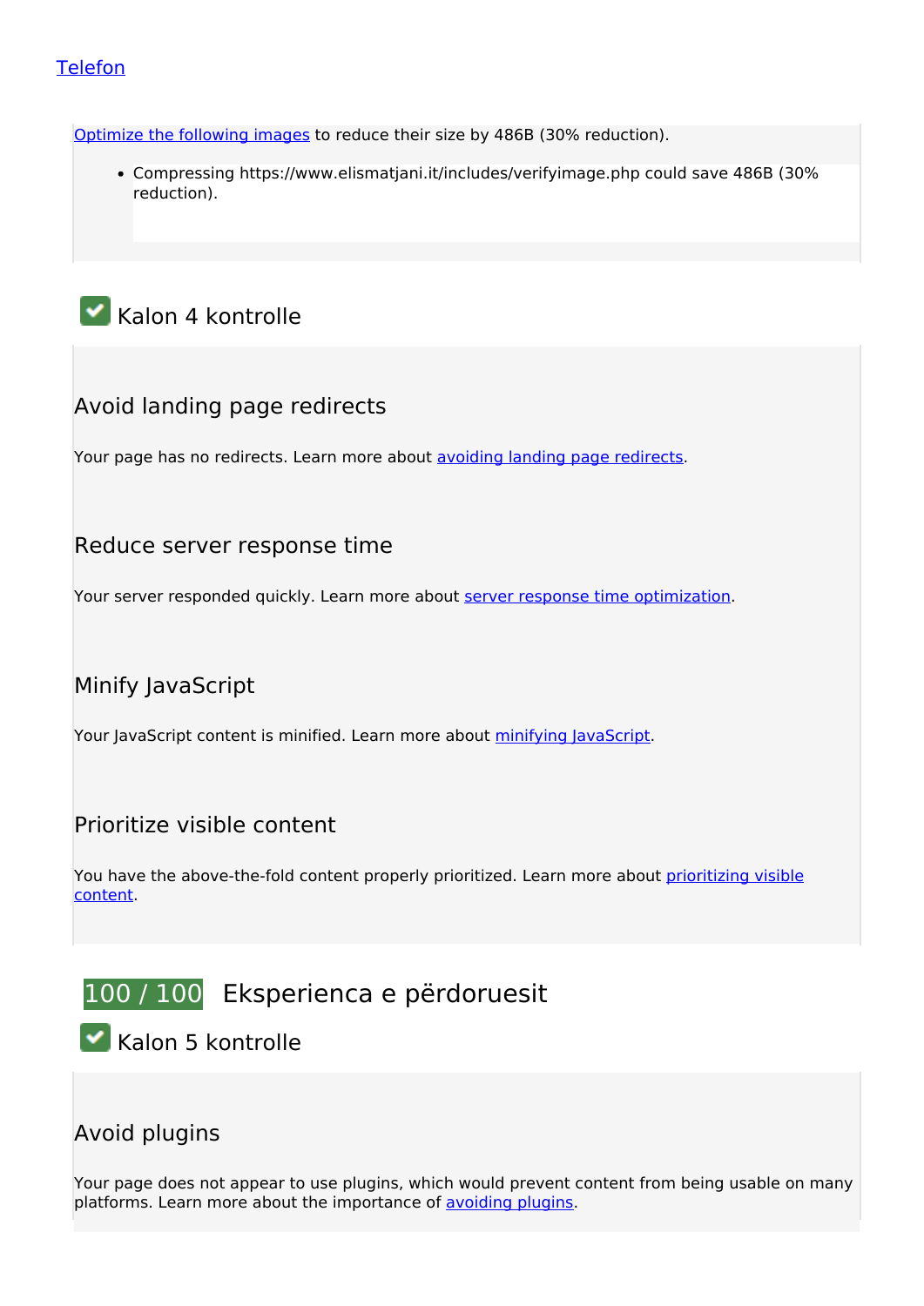Telefon

Optimize the following images to reduce their size by 486B (30% reduction).

- Compressing https://www.elismatjani.it/includes/verifyimage.php could save 486B (30% reduction).

## Kalon 4 kontrolle

### Avoid landing page redirects

Your page has no redirects. Learn more about avoiding landing page redirects.

### Reduce server response time

Your server responded quickly. Learn more about server response time optimization.

### Minify JavaScript

Your JavaScript content is minified. Learn more about minifying JavaScript.

### Prioritize visible content

You have the above-the-fold content properly prioritized. Learn more about prioritizing visible content.

## 100 / 100 Eksperienca e përdoruesit

## Kalon 5 kontrolle

### Avoid plugins

Your page does not appear to use plugins, which would prevent content from being usable on many platforms. Learn more about the importance of avoiding plugins.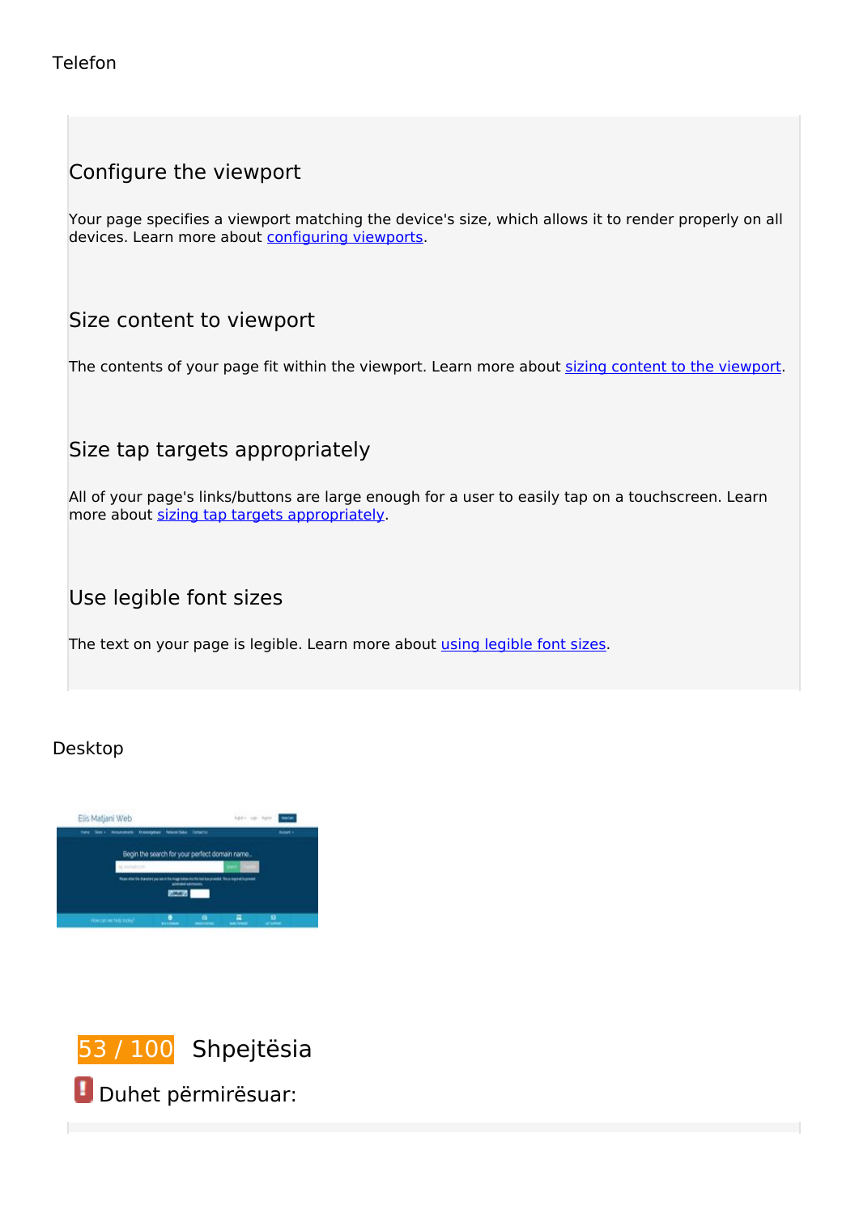Telefon

### Configure the viewport

Your page specifies a viewport matching the device's size, which allows it to render properly on all devices. Learn more about configuring viewports.

### Size content to viewport

The contents of your page fit within the viewport. Learn more about sizing content to the viewport.

### Size tap targets appropriately

All of your page's links/buttons are large enough for a user to easily tap on a touchscreen. Learn more about sizing tap targets appropriately.

### Use legible font sizes

The text on your page is legible. Learn more about using legible font sizes.

Desktop

## 53 / 100 Shpejtësia

Duhet përmirësuar: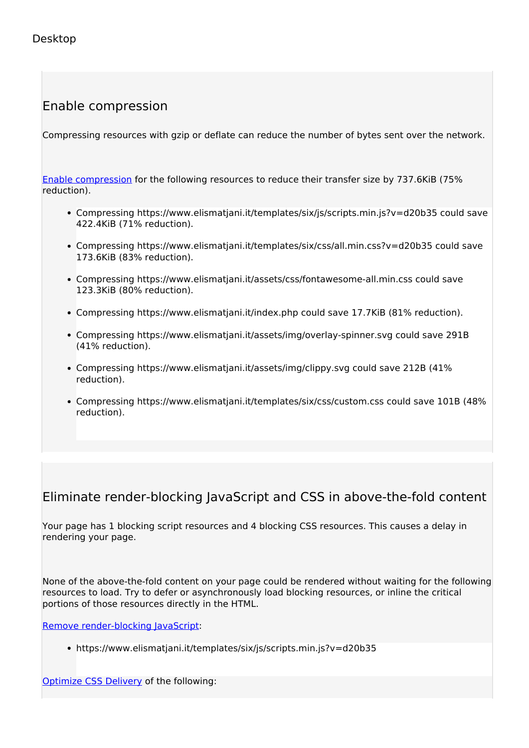Desktop

## Enable compression

Compressing resources with gzip or deflate can reduce the number of bytes sent over the network.

Enable compression for the following resources to reduce their transfer size by 737.6KiB (75% reduction).

- Compressing https://www.elismatjani.it/templates/six/js/scripts.min.js?v=d20b35 could save 422.4KiB (71% reduction).
- Compressing https://www.elismatjani.it/templates/six/css/all.min.css?v=d20b35 could save 173.6KiB (83% reduction).
- Compressing https://www.elismatjani.it/assets/css/fontawesome-all.min.css could save 123.3KiB (80% reduction).
- Compressing https://www.elismatjani.it/index.php could save 17.7KiB (81% reduction).
- Compressing https://www.elismatjani.it/assets/img/overlay-spinner.svg could save 291B (41% reduction).
- Compressing https://www.elismatjani.it/assets/img/clippy.svg could save 212B (41% reduction).
- Compressing https://www.elismatjani.it/templates/six/css/custom.css could save 101B (48% reduction).

## Eliminate render-blocking JavaScript and CSS in above-the-fold content

Your page has 1 blocking script resources and 4 blocking CSS resources. This causes a delay in rendering your page.

None of the above-the-fold content on your page could be rendered without waiting for the following resources to load. Try to defer or asynchronously load blocking resources, or inline the critical portions of those resources directly in the HTML.

Remove render-blocking JavaScript:

- https://www.elismatjani.it/templates/six/js/scripts.min.js?v=d20b35

Optimize CSS Delivery of the following: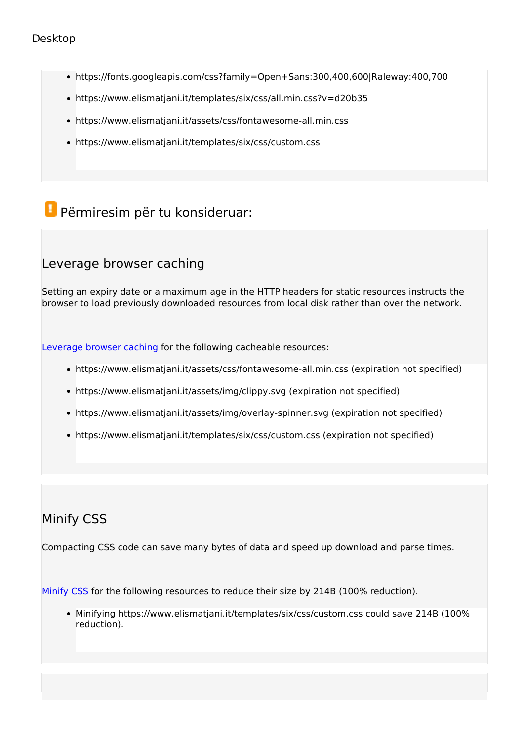Desktop

- https://fonts.googleapis.com/css?family=Open+Sans:300,400,600|Raleway:400,700
- https://www.elismatjani.it/templates/six/css/all.min.css?v=d20b35
- https://www.elismatjani.it/assets/css/fontawesome-all.min.css
- https://www.elismatjani.it/templates/six/css/custom.css

## Përmiresim për tu konsideruar:

### Leverage browser caching

Setting an expiry date or a maximum age in the HTTP headers for static resources instructs the browser to load previously downloaded resources from local disk rather than over the network.

Leverage browser caching for the following cacheable resources:

- https://www.elismatjani.it/assets/css/fontawesome-all.min.css (expiration not specified)
- https://www.elismatjani.it/assets/img/clippy.svg (expiration not specified)
- https://www.elismatjani.it/assets/img/overlay-spinner.svg (expiration not specified)
- https://www.elismatjani.it/templates/six/css/custom.css (expiration not specified)

### Minify CSS

Compacting CSS code can save many bytes of data and speed up download and parse times.

Minify CSS for the following resources to reduce their size by 214B (100% reduction).

- Minifying https://www.elismatjani.it/templates/six/css/custom.css could save 214B (100% reduction).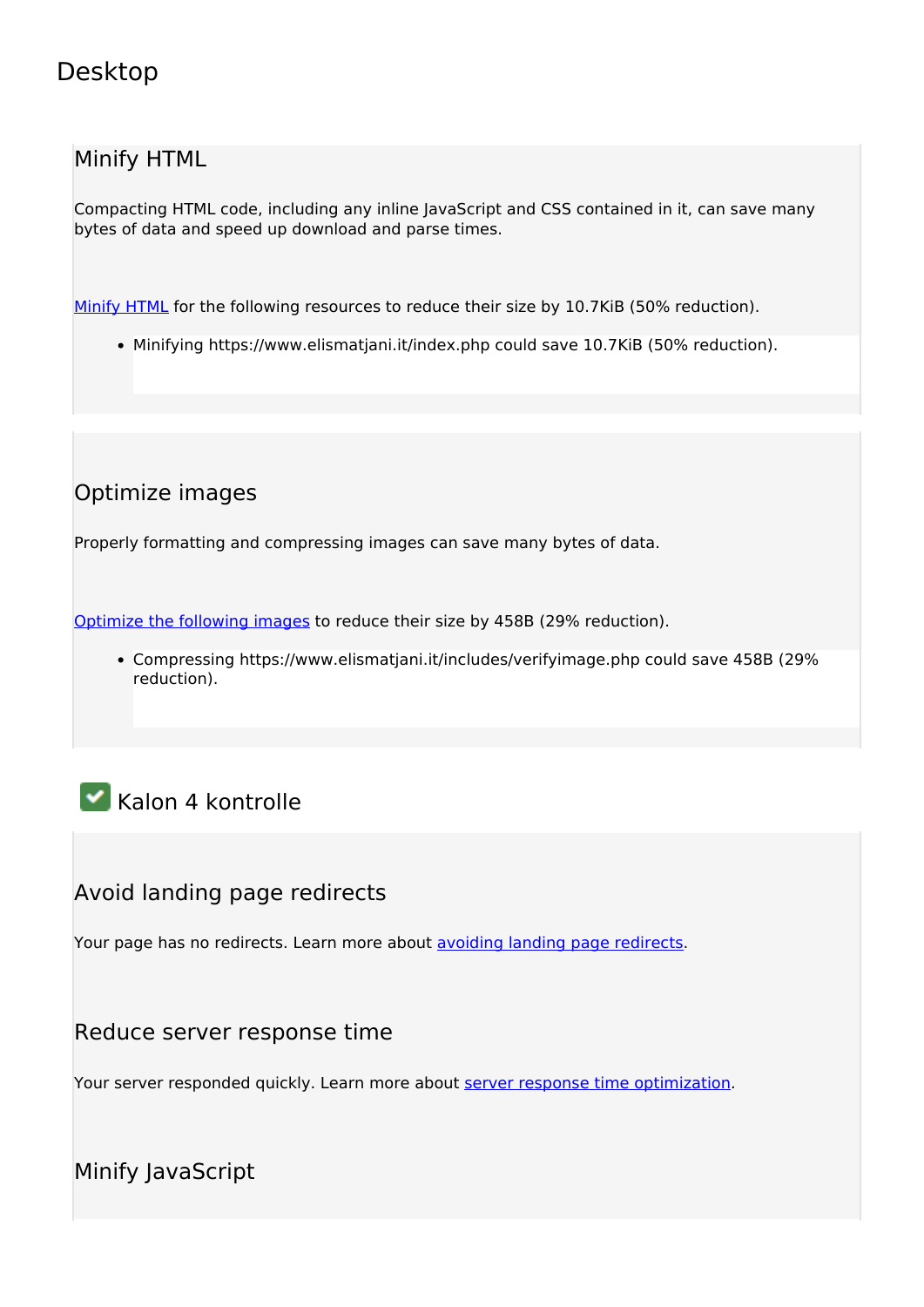## Desktop

### Minify HTML

Compacting HTML code, including any inline JavaScript and CSS contained in it, can save many bytes of data and speed up download and parse times.

Minify HTML for the following resources to reduce their size by 10.7KiB (50% reduction).

- Minifying https://www.elismatjani.it/index.php could save 10.7KiB (50% reduction).

### Optimize images

Properly formatting and compressing images can save many bytes of data.

Optimize the following images to reduce their size by 458B (29% reduction).

- Compressing https://www.elismatjani.it/includes/verifyimage.php could save 458B (29% reduction).

## Kalon 4 kontrolle

### Avoid landing page redirects

Your page has no redirects. Learn more about avoiding landing page redirects.

### Reduce server response time

Your server responded quickly. Learn more about server response time optimization.

### Minify JavaScript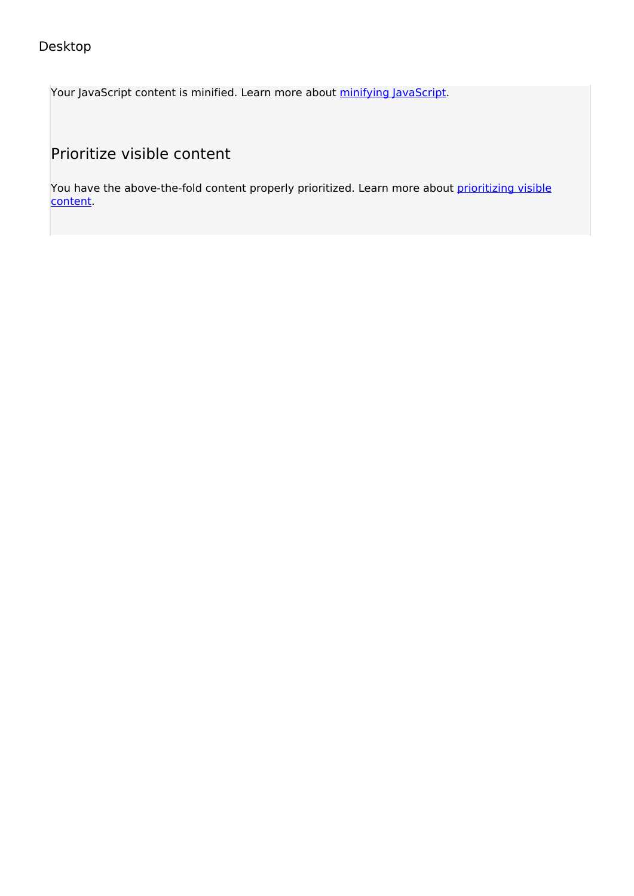Desktop

Your JavaScript content is minified. Learn more about minifying JavaScript.

## Prioritize visible content

You have the above-the-fold content properly prioritized. Learn more about prioritizing visible content.